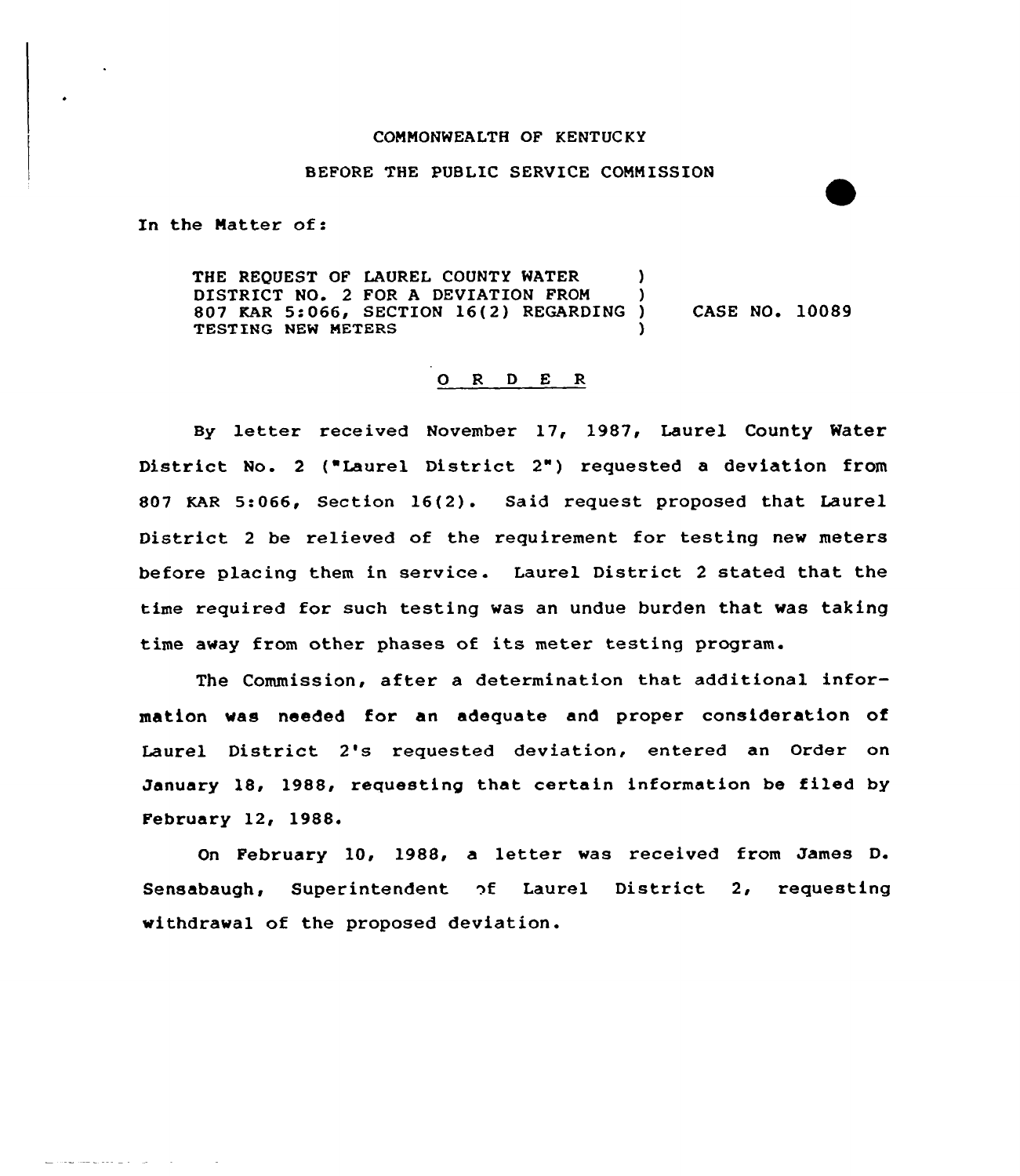COMMONWEALTH OF KENTUCKY

BEFORE THE PUBLIC SERVICE COMMISSION

In the Matter of:

THE REQUEST OF LAUREL COUNTY WATER DISTRICT NO. 2 FOR A DEVIATION FROM 807 KAR 5:066, SECTION 16(2) REGARDING TESTING NEW METERS ) CASE NO. 10089

O R D E R

By letter received November 17, 1987, Laurel County Water District No. 2 ("Laurel District 2") requested a deviation from 807 KAR 5:066, Section 16(2). Said request proposed that Laurel District 2 be relieved of the requirement for testing new meters before placing them in service. Laurel District 2 stated that the time required for such testing was an undue burden that was taking time away from other phases of its meter testing program.

The Commission, after a determination that additional information was needed for an adequate and proper consideration of Laurel District 2's requested deviation, entered an Order on January 18, 1988, requesting that certain information be filed by February 12, 1988.

On February 10, 1988, a letter was received from James D. Sensabaugh, Superintendent of Laurel District 2, requesting withdrawal of the proposed deviation.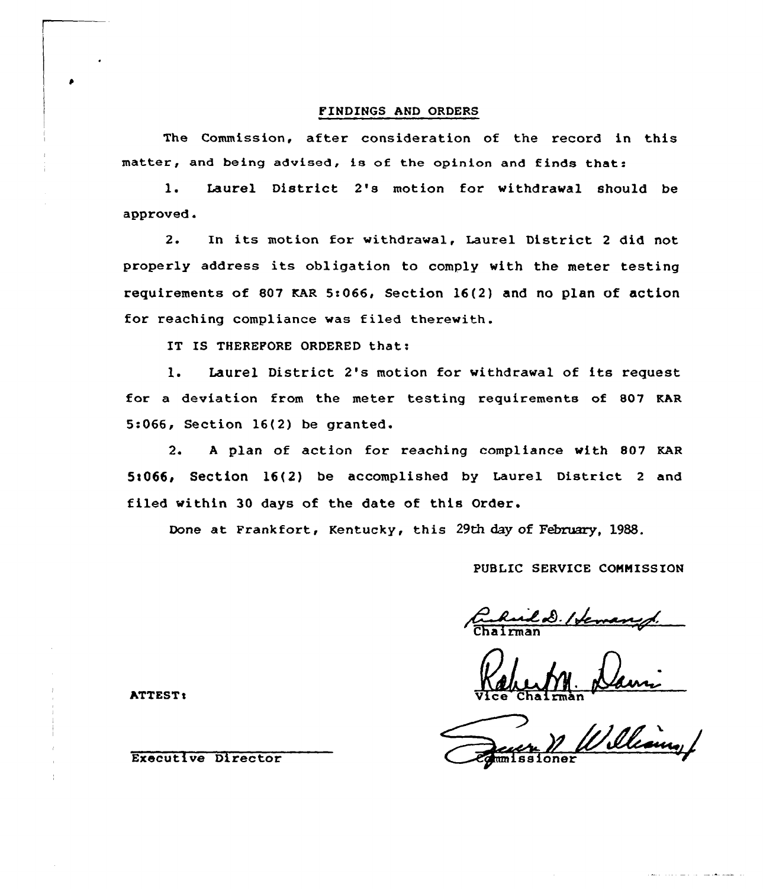## FINDINGS AND ORDERS

The Commission, after consideration of the record in this matter, and being advised, is of the opinion and finds that:

1. Laurel District 2's motion for withdrawal should be approved.

2. In its motion for withdrawal, Laurel District 2 did not properly address its obligation to comply with the meter testing requirements of 807 KAR 5:066, Section 16(2) and no plan of action for reaching compliance was filed therewith.

IT IS THEREFORE ORDERED that:

1. Laurel District 2's motion for withdrawal of its request for a deviation from the meter testing requirements of 807 KAR 5:066, Section 16(2) be granted.

2. A plan of action for reaching compliance with 807 KAR 5:066, Section 16(2) be accomplished by Laurel District 2 and filed within 30 days of the date of this Order.

Done at Frankfort, Kentucky, this 29th day of February, 1988.

PUBLIC SERVICE COMMISSION

Chairman

Vice Chairman

Commissioner

ATTEST:

Executive Director